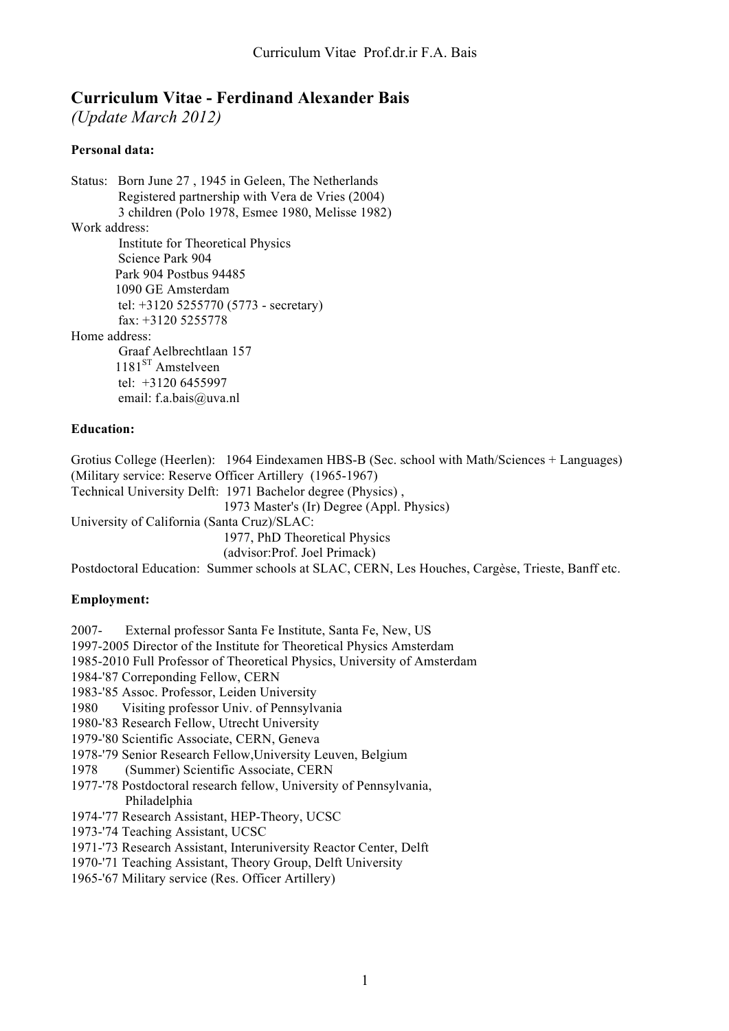# Curriculum Vitae - Ferdinand Alexander Bais

*(Update March 2012)*

**Personal data:**

Status: Born June 27 , 1945 in Geleen, The Netherlands
Registered partnership with Vera de Vries (2004)
3 children (Polo 1978, Esmee 1980, Melisse 1982)

Work address:
Institute for Theoretical Physics
Science Park 904
Park 904 Postbus 94485
1090 GE Amsterdam
tel: +3120 5255770 (5773 - secretary)
fax: +3120 5255778

Home address:
Graaf Aelbrechtlaan 157
1181[ST] Amstelveen
tel: +3120 6455997
email: f.a.bais@uva.nl

**Education:**

Grotius College (Heerlen): 1964 Eindexamen HBS-B (Sec. school with Math/Sciences + Languages)
(Military service: Reserve Officer Artillery (1965-1967)
Technical University Delft: 1971 Bachelor degree (Physics) ,
1973 Master's (Ir) Degree (Appl. Physics)
University of California (Santa Cruz)/SLAC:
1977, PhD Theoretical Physics
(advisor:Prof. Joel Primack)
Postdoctoral Education: Summer schools at SLAC, CERN, Les Houches, Cargèse, Trieste, Banff etc.

**Employment:**

2007- External professor Santa Fe Institute, Santa Fe, New, US
1997-2005 Director of the Institute for Theoretical Physics Amsterdam
1985-2010 Full Professor of Theoretical Physics, University of Amsterdam
1984-'87 Correponding Fellow, CERN
1983-'85 Assoc. Professor, Leiden University
1980 Visiting professor Univ. of Pennsylvania
1980-'83 Research Fellow, Utrecht University
1979-'80 Scientific Associate, CERN, Geneva
1978-'79 Senior Research Fellow,University Leuven, Belgium
1978 (Summer) Scientific Associate, CERN
1977-'78 Postdoctoral research fellow, University of Pennsylvania, Philadelphia
1974-'77 Research Assistant, HEP-Theory, UCSC
1973-'74 Teaching Assistant, UCSC
1971-'73 Research Assistant, Interuniversity Reactor Center, Delft
1970-'71 Teaching Assistant, Theory Group, Delft University
1965-'67 Military service (Res. Officer Artillery)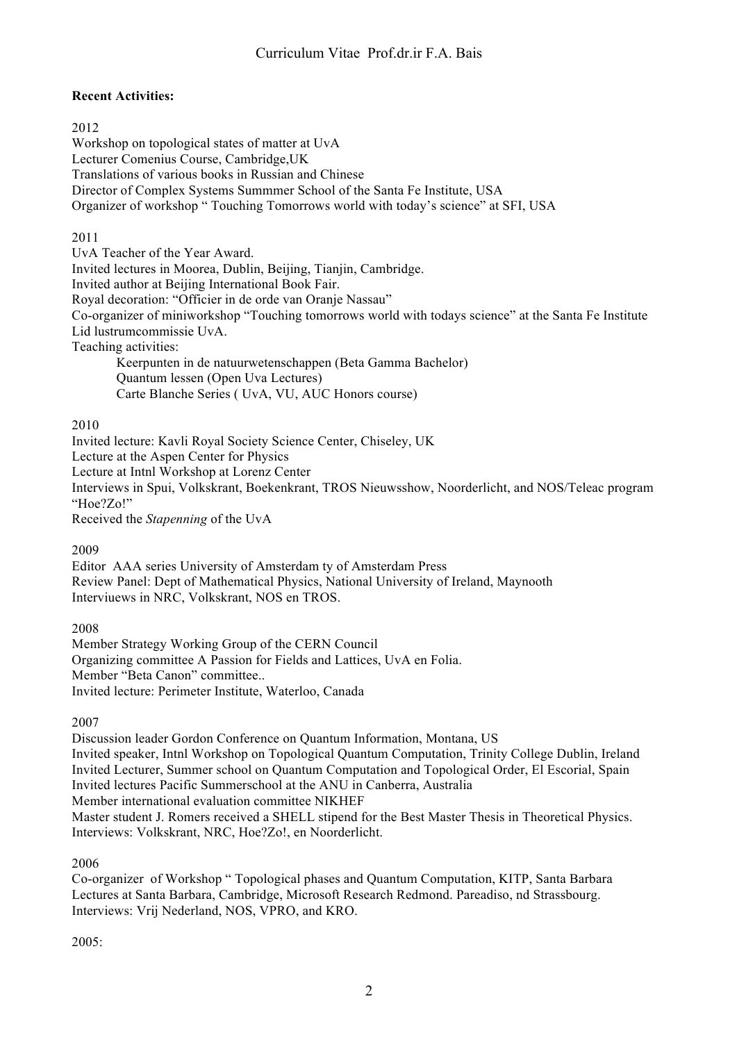**Recent Activities:**

2012

Workshop on topological states of matter at UvA
Lecturer Comenius Course, Cambridge,UK
Translations of various books in Russian and Chinese
Director of Complex Systems Summmer School of the Santa Fe Institute, USA
Organizer of workshop " Touching Tomorrows world with today's science" at SFI, USA

2011

UvA Teacher of the Year Award.
Invited lectures in Moorea, Dublin, Beijing, Tianjin, Cambridge.
Invited author at Beijing International Book Fair.
Royal decoration: "Officier in de orde van Oranje Nassau"
Co-organizer of miniworkshop "Touching tomorrows world with todays science" at the Santa Fe Institute
Lid lustrumcommissie UvA.
Teaching activities:

- Keerpunten in de natuurwetenschappen (Beta Gamma Bachelor)
- Quantum lessen (Open Uva Lectures)
- Carte Blanche Series ( UvA, VU, AUC Honors course)

2010

Invited lecture: Kavli Royal Society Science Center, Chiseley, UK
Lecture at the Aspen Center for Physics
Lecture at Intnl Workshop at Lorenz Center
Interviews in Spui, Volkskrant, Boekenkrant, TROS Nieuwsshow, Noorderlicht, and NOS/Teleac program "Hoe?Zo!"
Received the *Stapenning* of the UvA

2009

Editor AAA series University of Amsterdam ty of Amsterdam Press
Review Panel: Dept of Mathematical Physics, National University of Ireland, Maynooth
Interviuews in NRC, Volkskrant, NOS en TROS.

2008

Member Strategy Working Group of the CERN Council
Organizing committee A Passion for Fields and Lattices, UvA en Folia.
Member "Beta Canon" committee..
Invited lecture: Perimeter Institute, Waterloo, Canada

2007

Discussion leader Gordon Conference on Quantum Information, Montana, US
Invited speaker, Intnl Workshop on Topological Quantum Computation, Trinity College Dublin, Ireland
Invited Lecturer, Summer school on Quantum Computation and Topological Order, El Escorial, Spain
Invited lectures Pacific Summerschool at the ANU in Canberra, Australia
Member international evaluation committee NIKHEF
Master student J. Romers received a SHELL stipend for the Best Master Thesis in Theoretical Physics.
Interviews: Volkskrant, NRC, Hoe?Zo!, en Noorderlicht.

2006

Co-organizer of Workshop " Topological phases and Quantum Computation, KITP, Santa Barbara
Lectures at Santa Barbara, Cambridge, Microsoft Research Redmond. Pareadiso, nd Strassbourg.
Interviews: Vrij Nederland, NOS, VPRO, and KRO.

2005: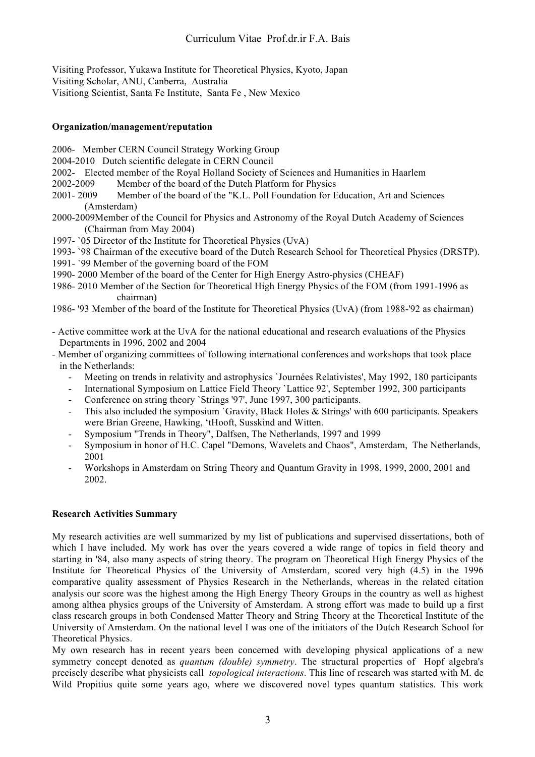Visiting Professor, Yukawa Institute for Theoretical Physics, Kyoto, Japan
Visiting Scholar, ANU, Canberra, Australia
Visitiong Scientist, Santa Fe Institute, Santa Fe , New Mexico

**Organization/management/reputation**

2006- Member CERN Council Strategy Working Group
2004-2010 Dutch scientific delegate in CERN Council
2002- Elected member of the Royal Holland Society of Sciences and Humanities in Haarlem
2002-2009 Member of the board of the Dutch Platform for Physics
2001- 2009 Member of the board of the "K.L. Poll Foundation for Education, Art and Sciences (Amsterdam)
2000-2009Member of the Council for Physics and Astronomy of the Royal Dutch Academy of Sciences (Chairman from May 2004)
1997- `05 Director of the Institute for Theoretical Physics (UvA)
1993- `98 Chairman of the executive board of the Dutch Research School for Theoretical Physics (DRSTP).
1991- `99 Member of the governing board of the FOM
1990- 2000 Member of the board of the Center for High Energy Astro-physics (CHEAF)
1986- 2010 Member of the Section for Theoretical High Energy Physics of the FOM (from 1991-1996 as chairman)
1986- '93 Member of the board of the Institute for Theoretical Physics (UvA) (from 1988-'92 as chairman)

- Active committee work at the UvA for the national educational and research evaluations of the Physics Departments in 1996, 2002 and 2004
- Member of organizing committees of following international conferences and workshops that took place in the Netherlands:
    - Meeting on trends in relativity and astrophysics `Journées Relativistes', May 1992, 180 participants
    - International Symposium on Lattice Field Theory `Lattice 92', September 1992, 300 participants
    - Conference on string theory `Strings '97', June 1997, 300 participants.
    - This also included the symposium `Gravity, Black Holes & Strings' with 600 participants. Speakers were Brian Greene, Hawking, 'tHooft, Susskind and Witten.
    - Symposium "Trends in Theory", Dalfsen, The Netherlands, 1997 and 1999
    - Symposium in honor of H.C. Capel "Demons, Wavelets and Chaos", Amsterdam, The Netherlands, 2001
    - Workshops in Amsterdam on String Theory and Quantum Gravity in 1998, 1999, 2000, 2001 and 2002.

**Research Activities Summary**

My research activities are well summarized by my list of publications and supervised dissertations, both of which I have included. My work has over the years covered a wide range of topics in field theory and starting in '84, also many aspects of string theory. The program on Theoretical High Energy Physics of the Institute for Theoretical Physics of the University of Amsterdam, scored very high (4.5) in the 1996 comparative quality assessment of Physics Research in the Netherlands, whereas in the related citation analysis our score was the highest among the High Energy Theory Groups in the country as well as highest among althea physics groups of the University of Amsterdam. A strong effort was made to build up a first class research groups in both Condensed Matter Theory and String Theory at the Theoretical Institute of the University of Amsterdam. On the national level I was one of the initiators of the Dutch Research School for Theoretical Physics.

My own research has in recent years been concerned with developing physical applications of a new symmetry concept denoted as *quantum (double) symmetry*. The structural properties of Hopf algebra's precisely describe what physicists call *topological interactions*. This line of research was started with M. de Wild Propitius quite some years ago, where we discovered novel types quantum statistics. This work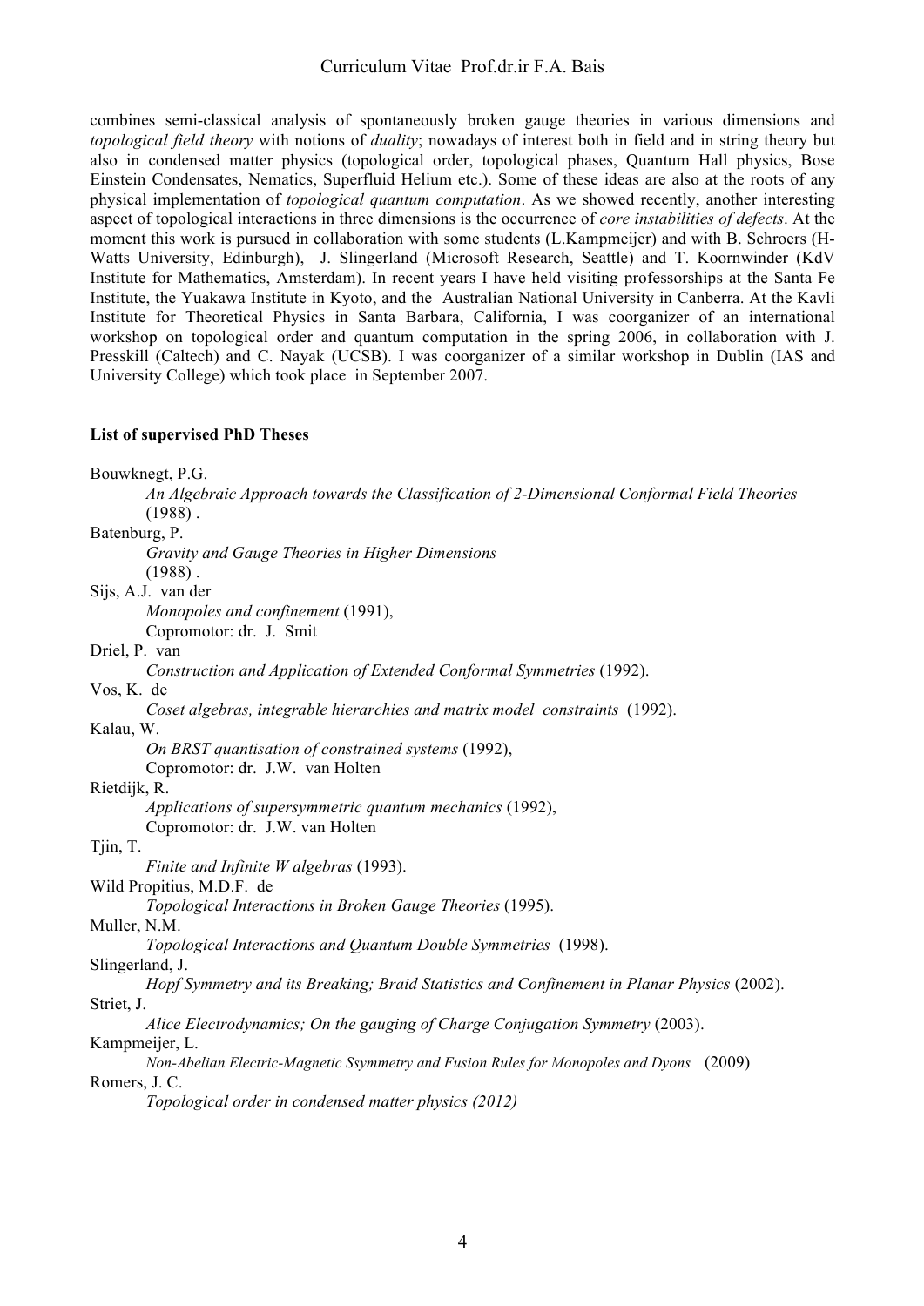combines semi-classical analysis of spontaneously broken gauge theories in various dimensions and *topological field theory* with notions of *duality*; nowadays of interest both in field and in string theory but also in condensed matter physics (topological order, topological phases, Quantum Hall physics, Bose Einstein Condensates, Nematics, Superfluid Helium etc.). Some of these ideas are also at the roots of any physical implementation of *topological quantum computation*. As we showed recently, another interesting aspect of topological interactions in three dimensions is the occurrence of *core instabilities of defects*. At the moment this work is pursued in collaboration with some students (L.Kampmeijer) and with B. Schroers (H-Watts University, Edinburgh), J. Slingerland (Microsoft Research, Seattle) and T. Koornwinder (KdV Institute for Mathematics, Amsterdam). In recent years I have held visiting professorships at the Santa Fe Institute, the Yuakawa Institute in Kyoto, and the Australian National University in Canberra. At the Kavli Institute for Theoretical Physics in Santa Barbara, California, I was coorganizer of an international workshop on topological order and quantum computation in the spring 2006, in collaboration with J. Presskill (Caltech) and C. Nayak (UCSB). I was coorganizer of a similar workshop in Dublin (IAS and University College) which took place in September 2007.

**List of supervised PhD Theses**

Bouwknegt, P.G.
*An Algebraic Approach towards the Classification of 2-Dimensional Conformal Field Theories* (1988) .

Batenburg, P.
*Gravity and Gauge Theories in Higher Dimensions* (1988) .

Sijs, A.J. van der
*Monopoles and confinement* (1991),
Copromotor: dr. J. Smit

Driel, P. van
*Construction and Application of Extended Conformal Symmetries* (1992).

Vos, K. de
*Coset algebras, integrable hierarchies and matrix model constraints* (1992).

Kalau, W.
*On BRST quantisation of constrained systems* (1992),
Copromotor: dr. J.W. van Holten

Rietdijk, R.
*Applications of supersymmetric quantum mechanics* (1992),
Copromotor: dr. J.W. van Holten

Tjin, T.
*Finite and Infinite W algebras* (1993).

Wild Propitius, M.D.F. de
*Topological Interactions in Broken Gauge Theories* (1995).

Muller, N.M.
*Topological Interactions and Quantum Double Symmetries* (1998).

Slingerland, J.
*Hopf Symmetry and its Breaking; Braid Statistics and Confinement in Planar Physics* (2002).

Striet, J.
*Alice Electrodynamics; On the gauging of Charge Conjugation Symmetry* (2003).

Kampmeijer, L.
*Non-Abelian Electric-Magnetic Ssymmetry and Fusion Rules for Monopoles and Dyons* (2009)

Romers, J. C.
*Topological order in condensed matter physics (2012)*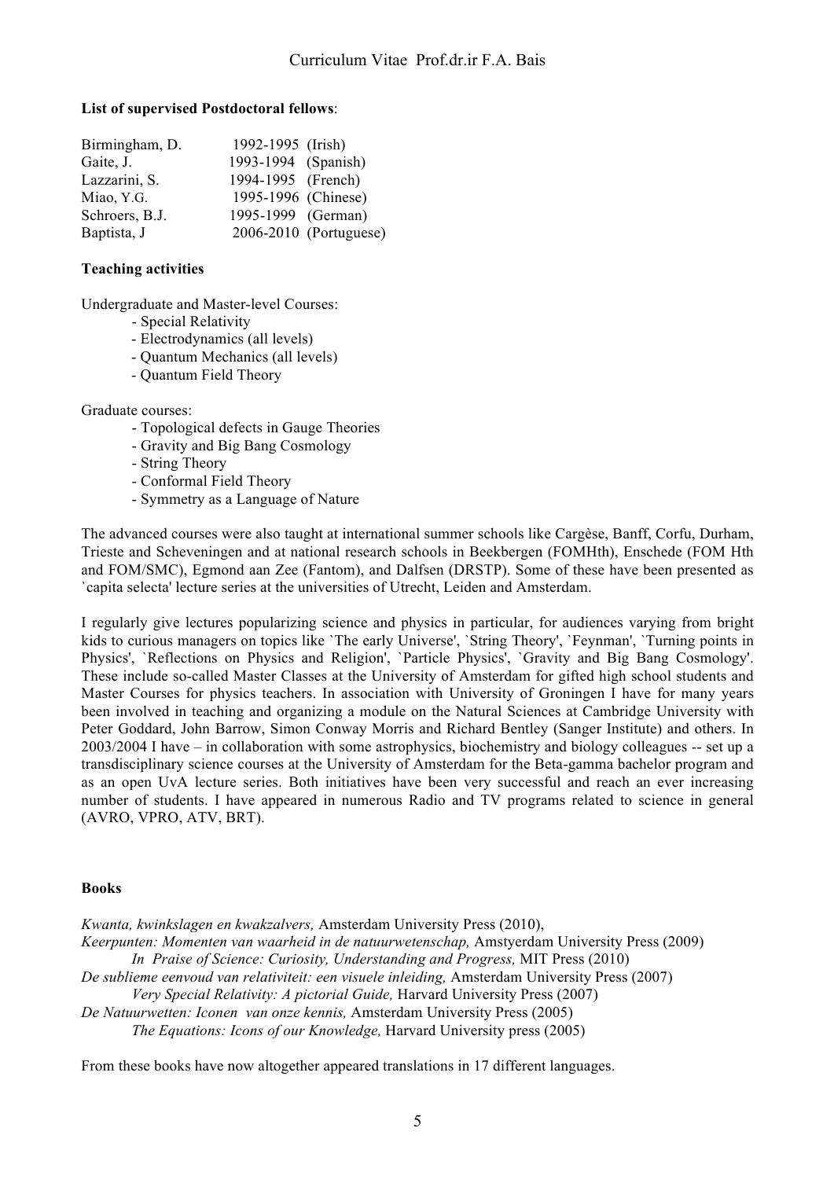**List of supervised Postdoctoral fellows**:

| | | |
|---|---|---|
| Birmingham, D. | 1992-1995 | (Irish) |
| Gaite, J. | 1993-1994 | (Spanish) |
| Lazzarini, S. | 1994-1995 | (French) |
| Miao, Y.G. | 1995-1996 | (Chinese) |
| Schroers, B.J. | 1995-1999 | (German) |
| Baptista, J | 2006-2010 | (Portuguese) |

**Teaching activities**

Undergraduate and Master-level Courses:

- Special Relativity
- Electrodynamics (all levels)
- Quantum Mechanics (all levels)
- Quantum Field Theory

Graduate courses:

- Topological defects in Gauge Theories
- Gravity and Big Bang Cosmology
- String Theory
- Conformal Field Theory
- Symmetry as a Language of Nature

The advanced courses were also taught at international summer schools like Cargèse, Banff, Corfu, Durham, Trieste and Scheveningen and at national research schools in Beekbergen (FOMHth), Enschede (FOM Hth and FOM/SMC), Egmond aan Zee (Fantom), and Dalfsen (DRSTP). Some of these have been presented as `capita selecta' lecture series at the universities of Utrecht, Leiden and Amsterdam.

I regularly give lectures popularizing science and physics in particular, for audiences varying from bright kids to curious managers on topics like `The early Universe', `String Theory', `Feynman', `Turning points in Physics', `Reflections on Physics and Religion', `Particle Physics', `Gravity and Big Bang Cosmology'. These include so-called Master Classes at the University of Amsterdam for gifted high school students and Master Courses for physics teachers. In association with University of Groningen I have for many years been involved in teaching and organizing a module on the Natural Sciences at Cambridge University with Peter Goddard, John Barrow, Simon Conway Morris and Richard Bentley (Sanger Institute) and others. In 2003/2004 I have – in collaboration with some astrophysics, biochemistry and biology colleagues -- set up a transdisciplinary science courses at the University of Amsterdam for the Beta-gamma bachelor program and as an open UvA lecture series. Both initiatives have been very successful and reach an ever increasing number of students. I have appeared in numerous Radio and TV programs related to science in general (AVRO, VPRO, ATV, BRT).

**Books**

*Kwanta, kwinkslagen en kwakzalvers,* Amsterdam University Press (2010),
*Keerpunten: Momenten van waarheid in de natuurwetenschap,* Amstyerdam University Press (2009)
    *In Praise of Science: Curiosity, Understanding and Progress,* MIT Press (2010)
*De sublieme eenvoud van relativiteit: een visuele inleiding,* Amsterdam University Press (2007)
    *Very Special Relativity: A pictorial Guide,* Harvard University Press (2007)
*De Natuurwetten: Iconen van onze kennis,* Amsterdam University Press (2005)
    *The Equations: Icons of our Knowledge,* Harvard University press (2005)

From these books have now altogether appeared translations in 17 different languages.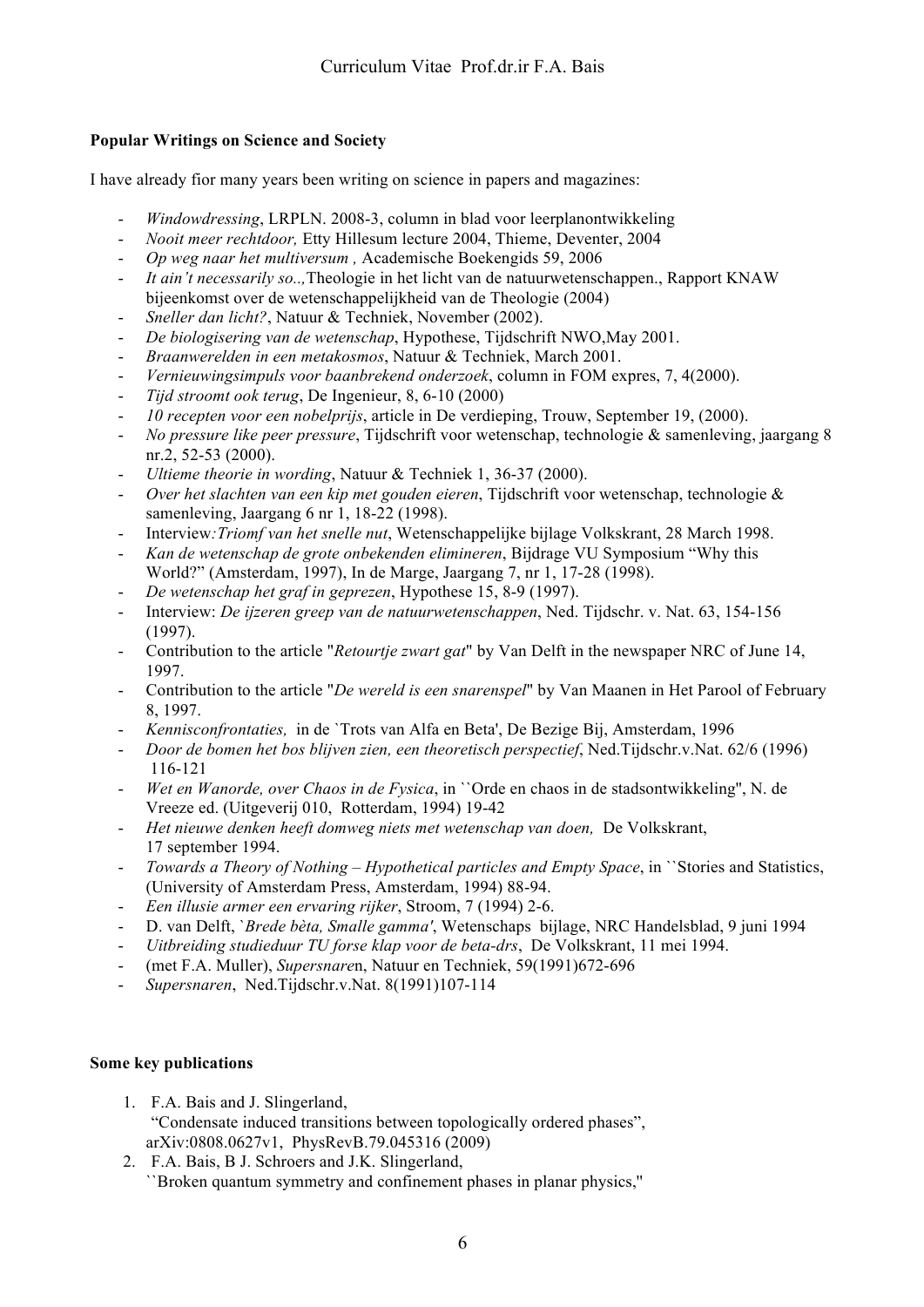**Popular Writings on Science and Society**

I have already fior many years been writing on science in papers and magazines:

- *Windowdressing*, LRPLN. 2008-3, column in blad voor leerplanontwikkeling
- *Nooit meer rechtdoor,* Etty Hillesum lecture 2004, Thieme, Deventer, 2004
- *Op weg naar het multiversum ,* Academische Boekengids 59, 2006
- *It ain't necessarily so..,*Theologie in het licht van de natuurwetenschappen., Rapport KNAW bijeenkomst over de wetenschappelijkheid van de Theologie (2004)
- *Sneller dan licht?*, Natuur & Techniek, November (2002).
- *De biologisering van de wetenschap*, Hypothese, Tijdschrift NWO,May 2001.
- *Braanwerelden in een metakosmos*, Natuur & Techniek, March 2001.
- *Vernieuwingsimpuls voor baanbrekend onderzoek*, column in FOM expres, 7, 4(2000).
- *Tijd stroomt ook terug*, De Ingenieur, 8, 6-10 (2000)
- *10 recepten voor een nobelprijs*, article in De verdieping, Trouw, September 19, (2000).
- *No pressure like peer pressure*, Tijdschrift voor wetenschap, technologie & samenleving, jaargang 8 nr.2, 52-53 (2000).
- *Ultieme theorie in wording*, Natuur & Techniek 1, 36-37 (2000).
- *Over het slachten van een kip met gouden eieren*, Tijdschrift voor wetenschap, technologie & samenleving, Jaargang 6 nr 1, 18-22 (1998).
- Interview*:Triomf van het snelle nut*, Wetenschappelijke bijlage Volkskrant, 28 March 1998.
- *Kan de wetenschap de grote onbekenden elimineren*, Bijdrage VU Symposium "Why this World?" (Amsterdam, 1997), In de Marge, Jaargang 7, nr 1, 17-28 (1998).
- *De wetenschap het graf in geprezen*, Hypothese 15, 8-9 (1997).
- Interview: *De ijzeren greep van de natuurwetenschappen*, Ned. Tijdschr. v. Nat. 63, 154-156 (1997).
- Contribution to the article "*Retourtje zwart gat*" by Van Delft in the newspaper NRC of June 14, 1997.
- Contribution to the article "*De wereld is een snarenspel*" by Van Maanen in Het Parool of February 8, 1997.
- *Kennisconfrontaties,* in de `Trots van Alfa en Beta', De Bezige Bij, Amsterdam, 1996
- *Door de bomen het bos blijven zien, een theoretisch perspectief*, Ned.Tijdschr.v.Nat. 62/6 (1996) 116-121
- *Wet en Wanorde, over Chaos in de Fysica*, in ``Orde en chaos in de stadsontwikkeling'', N. de Vreeze ed. (Uitgeverij 010, Rotterdam, 1994) 19-42
- *Het nieuwe denken heeft domweg niets met wetenschap van doen,* De Volkskrant, 17 september 1994.
- *Towards a Theory of Nothing – Hypothetical particles and Empty Space*, in ``Stories and Statistics, (University of Amsterdam Press, Amsterdam, 1994) 88-94.
- *Een illusie armer een ervaring rijker*, Stroom, 7 (1994) 2-6.
- D. van Delft, `*Brede bèta, Smalle gamma'*, Wetenschaps bijlage, NRC Handelsblad, 9 juni 1994
- *Uitbreiding studieduur TU forse klap voor de beta-drs*, De Volkskrant, 11 mei 1994.
- (met F.A. Muller), *Supersnare*n, Natuur en Techniek, 59(1991)672-696
- *Supersnaren*, Ned.Tijdschr.v.Nat. 8(1991)107-114

**Some key publications**

1. F.A. Bais and J. Slingerland,
   "Condensate induced transitions between topologically ordered phases",
   arXiv:0808.0627v1, PhysRevB.79.045316 (2009)
2. F.A. Bais, B J. Schroers and J.K. Slingerland,
   ``Broken quantum symmetry and confinement phases in planar physics,''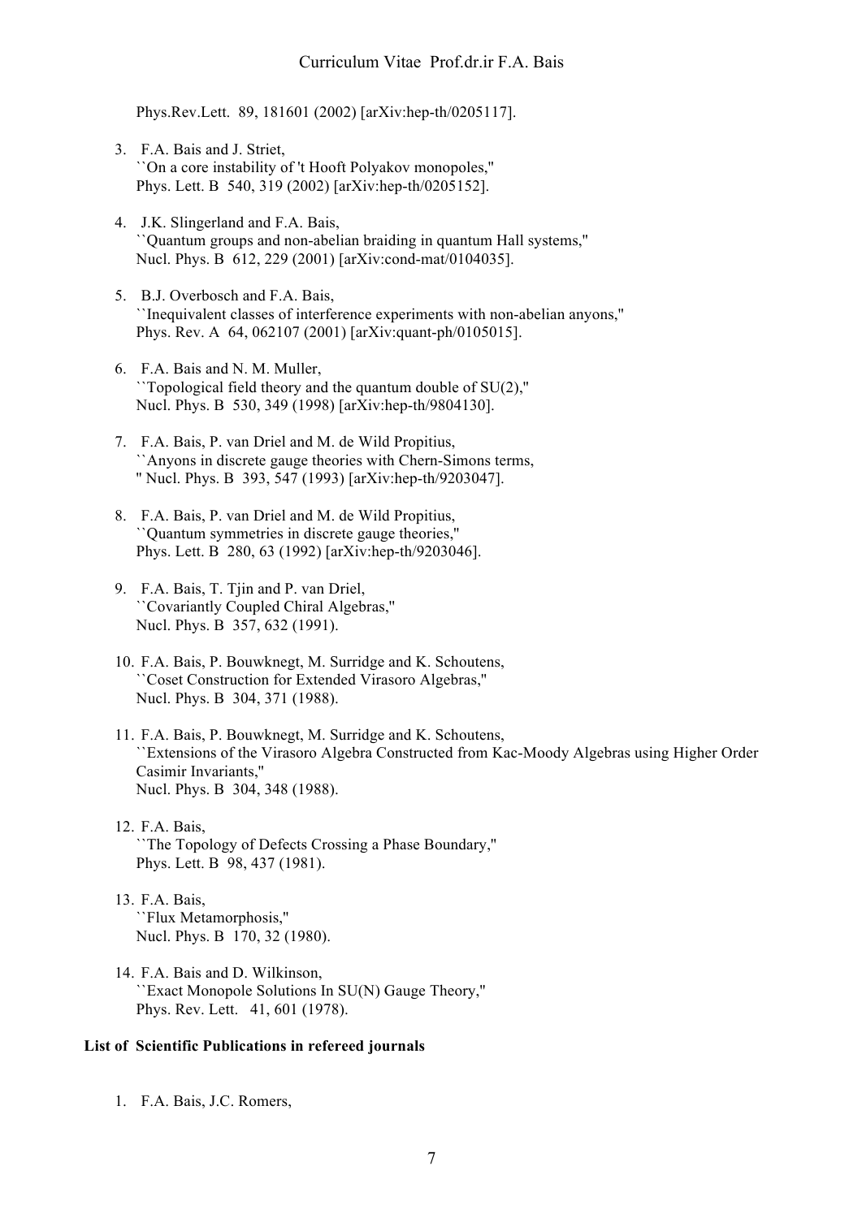Phys.Rev.Lett. 89, 181601 (2002) [arXiv:hep-th/0205117].

3. F.A. Bais and J. Striet,
   ``On a core instability of 't Hooft Polyakov monopoles,''
   Phys. Lett. B 540, 319 (2002) [arXiv:hep-th/0205152].

4. J.K. Slingerland and F.A. Bais,
   ``Quantum groups and non-abelian braiding in quantum Hall systems,''
   Nucl. Phys. B 612, 229 (2001) [arXiv:cond-mat/0104035].

5. B.J. Overbosch and F.A. Bais,
   ``Inequivalent classes of interference experiments with non-abelian anyons,''
   Phys. Rev. A 64, 062107 (2001) [arXiv:quant-ph/0105015].

6. F.A. Bais and N. M. Muller,
   ``Topological field theory and the quantum double of SU(2),''
   Nucl. Phys. B 530, 349 (1998) [arXiv:hep-th/9804130].

7. F.A. Bais, P. van Driel and M. de Wild Propitius,
   ``Anyons in discrete gauge theories with Chern-Simons terms,
   '' Nucl. Phys. B 393, 547 (1993) [arXiv:hep-th/9203047].

8. F.A. Bais, P. van Driel and M. de Wild Propitius,
   ``Quantum symmetries in discrete gauge theories,''
   Phys. Lett. B 280, 63 (1992) [arXiv:hep-th/9203046].

9. F.A. Bais, T. Tjin and P. van Driel,
   ``Covariantly Coupled Chiral Algebras,''
   Nucl. Phys. B 357, 632 (1991).

10. F.A. Bais, P. Bouwknegt, M. Surridge and K. Schoutens,
    ``Coset Construction for Extended Virasoro Algebras,''
    Nucl. Phys. B 304, 371 (1988).

11. F.A. Bais, P. Bouwknegt, M. Surridge and K. Schoutens,
    ``Extensions of the Virasoro Algebra Constructed from Kac-Moody Algebras using Higher Order Casimir Invariants,''
    Nucl. Phys. B 304, 348 (1988).

12. F.A. Bais,
    ``The Topology of Defects Crossing a Phase Boundary,''
    Phys. Lett. B 98, 437 (1981).

13. F.A. Bais,
    ``Flux Metamorphosis,''
    Nucl. Phys. B 170, 32 (1980).

14. F.A. Bais and D. Wilkinson,
    ``Exact Monopole Solutions In SU(N) Gauge Theory,''
    Phys. Rev. Lett. 41, 601 (1978).

**List of Scientific Publications in refereed journals**

1. F.A. Bais, J.C. Romers,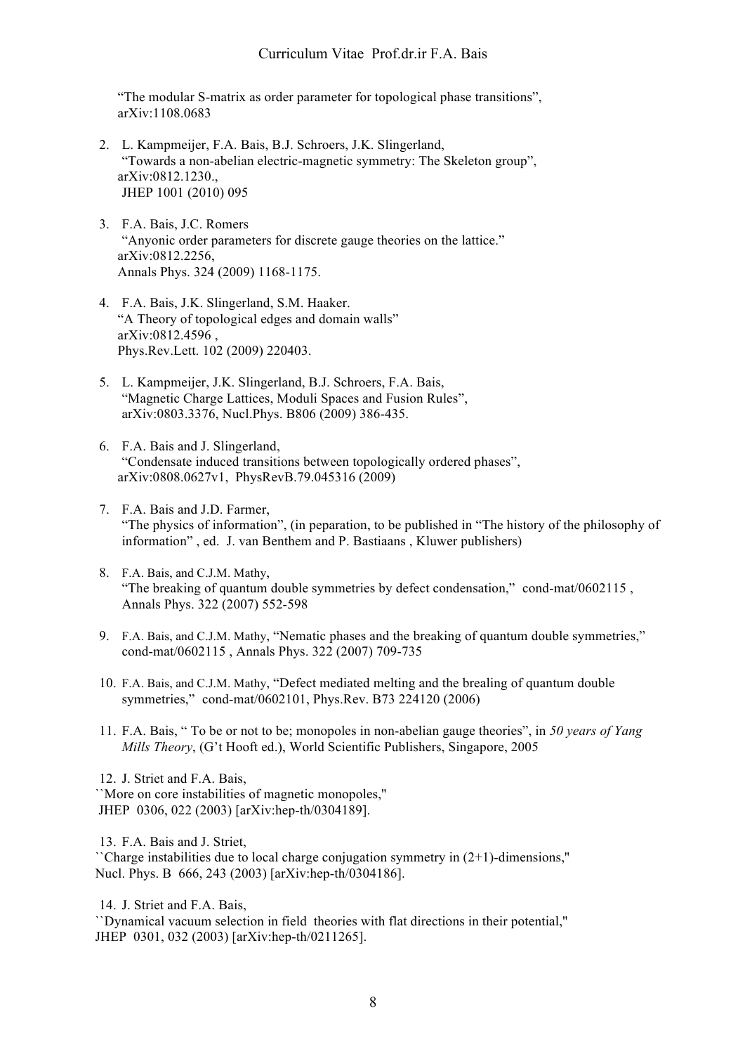"The modular S-matrix as order parameter for topological phase transitions", arXiv:1108.0683

2. L. Kampmeijer, F.A. Bais, B.J. Schroers, J.K. Slingerland,
   "Towards a non-abelian electric-magnetic symmetry: The Skeleton group",
   arXiv:0812.1230.,
   JHEP 1001 (2010) 095

3. F.A. Bais, J.C. Romers
   "Anyonic order parameters for discrete gauge theories on the lattice."
   arXiv:0812.2256,
   Annals Phys. 324 (2009) 1168-1175.

4. F.A. Bais, J.K. Slingerland, S.M. Haaker.
   "A Theory of topological edges and domain walls"
   arXiv:0812.4596 ,
   Phys.Rev.Lett. 102 (2009) 220403.

5. L. Kampmeijer, J.K. Slingerland, B.J. Schroers, F.A. Bais,
   "Magnetic Charge Lattices, Moduli Spaces and Fusion Rules",
   arXiv:0803.3376, Nucl.Phys. B806 (2009) 386-435.

6. F.A. Bais and J. Slingerland,
   "Condensate induced transitions between topologically ordered phases",
   arXiv:0808.0627v1, PhysRevB.79.045316 (2009)

7. F.A. Bais and J.D. Farmer,
   "The physics of information", (in peparation, to be published in "The history of the philosophy of information" , ed. J. van Benthem and P. Bastiaans , Kluwer publishers)

8. F.A. Bais, and C.J.M. Mathy,
   "The breaking of quantum double symmetries by defect condensation," cond-mat/0602115 ,
   Annals Phys. 322 (2007) 552-598

9. F.A. Bais, and C.J.M. Mathy, "Nematic phases and the breaking of quantum double symmetries," cond-mat/0602115 , Annals Phys. 322 (2007) 709-735

10. F.A. Bais, and C.J.M. Mathy, "Defect mediated melting and the brealing of quantum double symmetries," cond-mat/0602101, Phys.Rev. B73 224120 (2006)

11. F.A. Bais, " To be or not to be; monopoles in non-abelian gauge theories", in *50 years of Yang Mills Theory*, (G't Hooft ed.), World Scientific Publishers, Singapore, 2005

12. J. Striet and F.A. Bais,
``More on core instabilities of magnetic monopoles,''
JHEP 0306, 022 (2003) [arXiv:hep-th/0304189].

13. F.A. Bais and J. Striet,
``Charge instabilities due to local charge conjugation symmetry in (2+1)-dimensions,''
Nucl. Phys. B 666, 243 (2003) [arXiv:hep-th/0304186].

14. J. Striet and F.A. Bais,
``Dynamical vacuum selection in field theories with flat directions in their potential,''
JHEP 0301, 032 (2003) [arXiv:hep-th/0211265].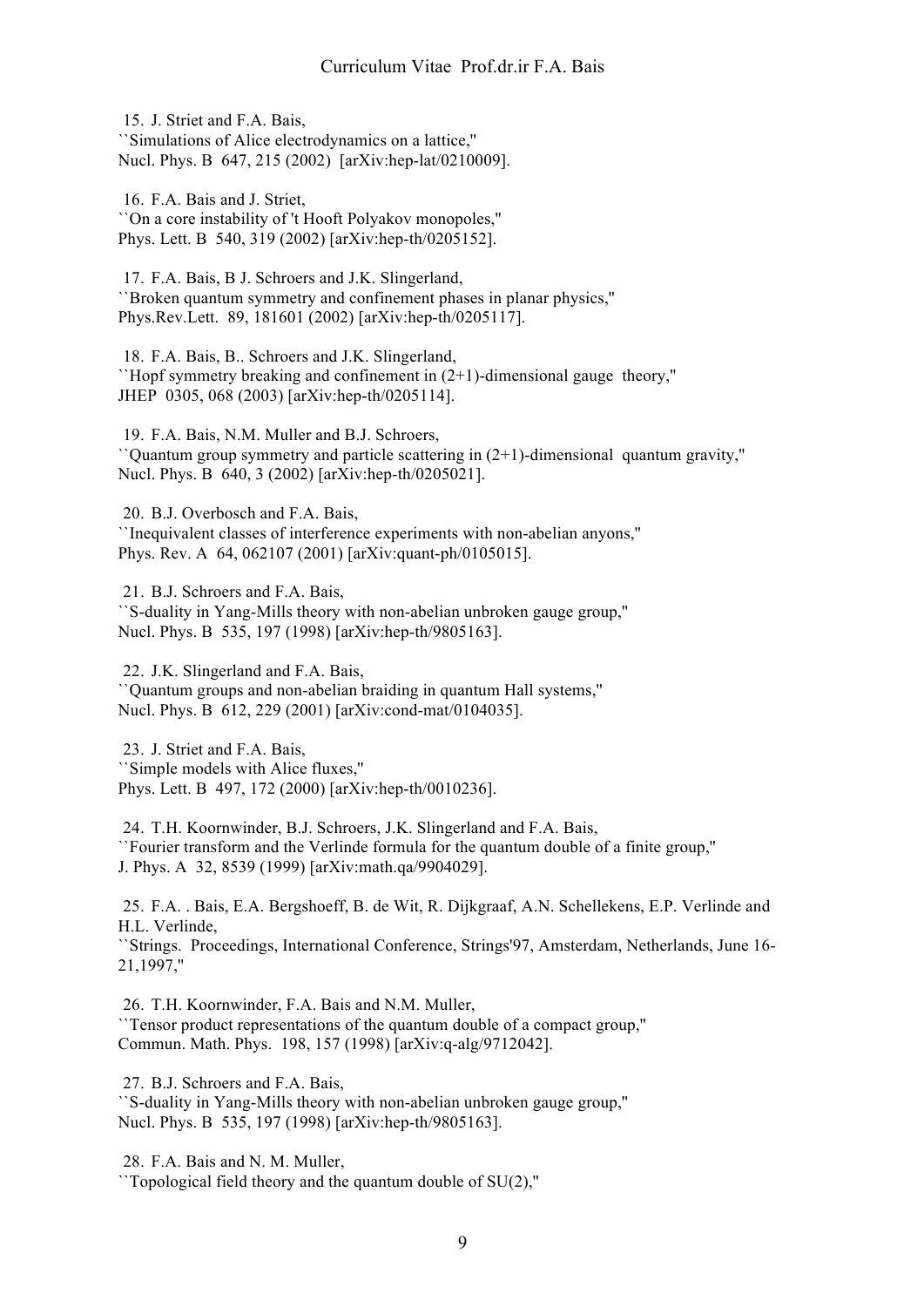15. J. Striet and F.A. Bais,
``Simulations of Alice electrodynamics on a lattice,''
Nucl. Phys. B 647, 215 (2002) [arXiv:hep-lat/0210009].

16. F.A. Bais and J. Striet,
``On a core instability of 't Hooft Polyakov monopoles,''
Phys. Lett. B 540, 319 (2002) [arXiv:hep-th/0205152].

17. F.A. Bais, B J. Schroers and J.K. Slingerland,
``Broken quantum symmetry and confinement phases in planar physics,''
Phys.Rev.Lett. 89, 181601 (2002) [arXiv:hep-th/0205117].

18. F.A. Bais, B.. Schroers and J.K. Slingerland,
``Hopf symmetry breaking and confinement in (2+1)-dimensional gauge theory,''
JHEP 0305, 068 (2003) [arXiv:hep-th/0205114].

19. F.A. Bais, N.M. Muller and B.J. Schroers,
``Quantum group symmetry and particle scattering in (2+1)-dimensional quantum gravity,''
Nucl. Phys. B 640, 3 (2002) [arXiv:hep-th/0205021].

20. B.J. Overbosch and F.A. Bais,
``Inequivalent classes of interference experiments with non-abelian anyons,''
Phys. Rev. A 64, 062107 (2001) [arXiv:quant-ph/0105015].

21. B.J. Schroers and F.A. Bais,
``S-duality in Yang-Mills theory with non-abelian unbroken gauge group,''
Nucl. Phys. B 535, 197 (1998) [arXiv:hep-th/9805163].

22. J.K. Slingerland and F.A. Bais,
``Quantum groups and non-abelian braiding in quantum Hall systems,''
Nucl. Phys. B 612, 229 (2001) [arXiv:cond-mat/0104035].

23. J. Striet and F.A. Bais,
``Simple models with Alice fluxes,''
Phys. Lett. B 497, 172 (2000) [arXiv:hep-th/0010236].

24. T.H. Koornwinder, B.J. Schroers, J.K. Slingerland and F.A. Bais,
``Fourier transform and the Verlinde formula for the quantum double of a finite group,''
J. Phys. A 32, 8539 (1999) [arXiv:math.qa/9904029].

25. F.A. . Bais, E.A. Bergshoeff, B. de Wit, R. Dijkgraaf, A.N. Schellekens, E.P. Verlinde and H.L. Verlinde,
``Strings. Proceedings, International Conference, Strings'97, Amsterdam, Netherlands, June 16-21,1997,''

26. T.H. Koornwinder, F.A. Bais and N.M. Muller,
``Tensor product representations of the quantum double of a compact group,''
Commun. Math. Phys. 198, 157 (1998) [arXiv:q-alg/9712042].

27. B.J. Schroers and F.A. Bais,
``S-duality in Yang-Mills theory with non-abelian unbroken gauge group,''
Nucl. Phys. B 535, 197 (1998) [arXiv:hep-th/9805163].

28. F.A. Bais and N. M. Muller,
``Topological field theory and the quantum double of SU(2),''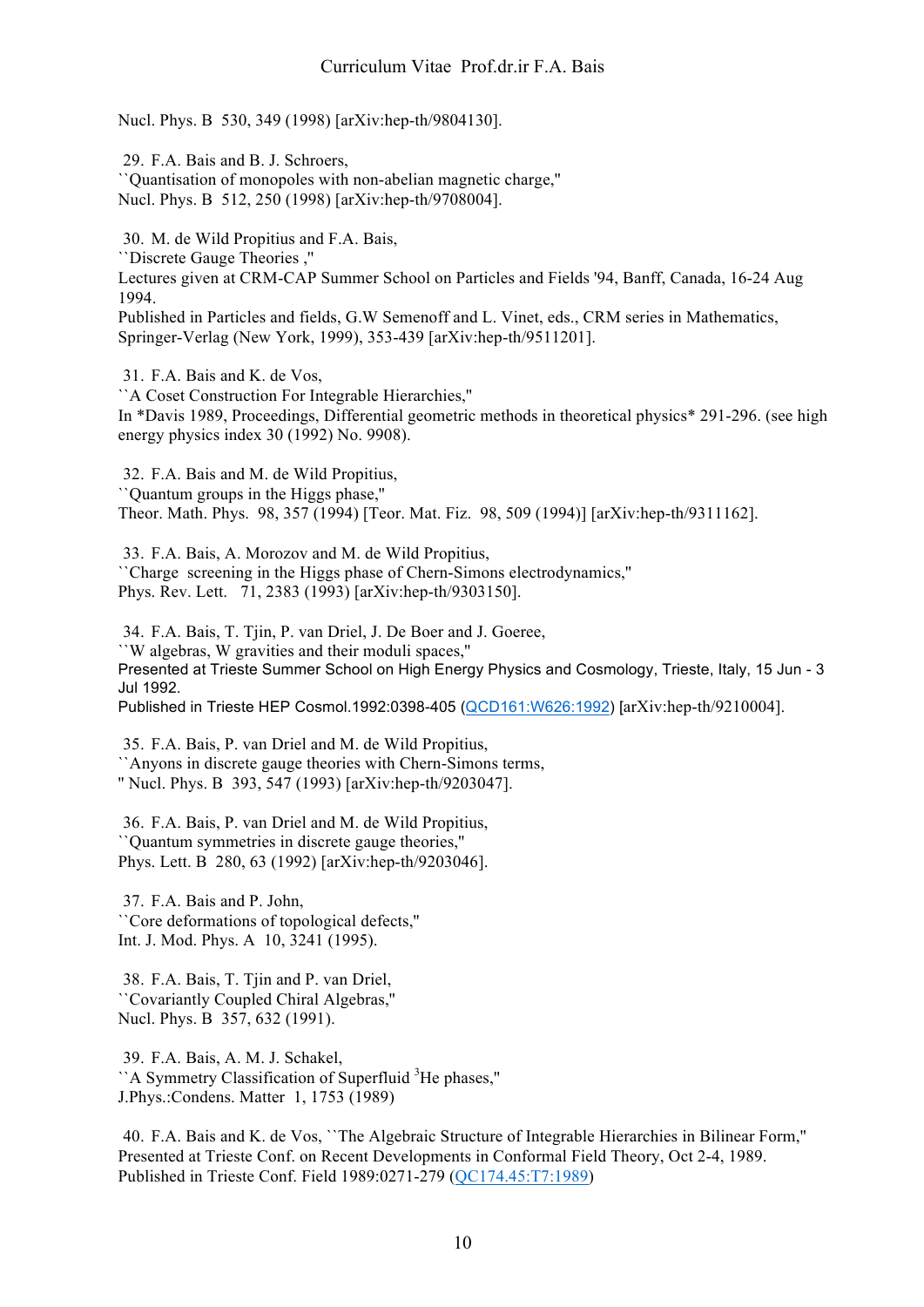Nucl. Phys. B 530, 349 (1998) [arXiv:hep-th/9804130].

29. F.A. Bais and B. J. Schroers,
``Quantisation of monopoles with non-abelian magnetic charge,''
Nucl. Phys. B 512, 250 (1998) [arXiv:hep-th/9708004].

30. M. de Wild Propitius and F.A. Bais,
``Discrete Gauge Theories ,''
Lectures given at CRM-CAP Summer School on Particles and Fields '94, Banff, Canada, 16-24 Aug 1994.
Published in Particles and fields, G.W Semenoff and L. Vinet, eds., CRM series in Mathematics, Springer-Verlag (New York, 1999), 353-439 [arXiv:hep-th/9511201].

31. F.A. Bais and K. de Vos,
``A Coset Construction For Integrable Hierarchies,''
In *Davis 1989, Proceedings, Differential geometric methods in theoretical physics* 291-296. (see high energy physics index 30 (1992) No. 9908).

32. F.A. Bais and M. de Wild Propitius,
``Quantum groups in the Higgs phase,''
Theor. Math. Phys. 98, 357 (1994) [Teor. Mat. Fiz. 98, 509 (1994)] [arXiv:hep-th/9311162].

33. F.A. Bais, A. Morozov and M. de Wild Propitius,
``Charge screening in the Higgs phase of Chern-Simons electrodynamics,''
Phys. Rev. Lett. 71, 2383 (1993) [arXiv:hep-th/9303150].

34. F.A. Bais, T. Tjin, P. van Driel, J. De Boer and J. Goeree,
``W algebras, W gravities and their moduli spaces,''
Presented at Trieste Summer School on High Energy Physics and Cosmology, Trieste, Italy, 15 Jun - 3 Jul 1992.
Published in Trieste HEP Cosmol.1992:0398-405 (QCD161:W626:1992) [arXiv:hep-th/9210004].

35. F.A. Bais, P. van Driel and M. de Wild Propitius,
``Anyons in discrete gauge theories with Chern-Simons terms,
'' Nucl. Phys. B 393, 547 (1993) [arXiv:hep-th/9203047].

36. F.A. Bais, P. van Driel and M. de Wild Propitius,
``Quantum symmetries in discrete gauge theories,''
Phys. Lett. B 280, 63 (1992) [arXiv:hep-th/9203046].

37. F.A. Bais and P. John,
``Core deformations of topological defects,''
Int. J. Mod. Phys. A 10, 3241 (1995).

38. F.A. Bais, T. Tjin and P. van Driel,
``Covariantly Coupled Chiral Algebras,''
Nucl. Phys. B 357, 632 (1991).

39. F.A. Bais, A. M. J. Schakel,
``A Symmetry Classification of Superfluid $^{3}$He phases,''
J.Phys.:Condens. Matter 1, 1753 (1989)

40. F.A. Bais and K. de Vos, ``The Algebraic Structure of Integrable Hierarchies in Bilinear Form,''
Presented at Trieste Conf. on Recent Developments in Conformal Field Theory, Oct 2-4, 1989.
Published in Trieste Conf. Field 1989:0271-279 (QC174.45:T7:1989)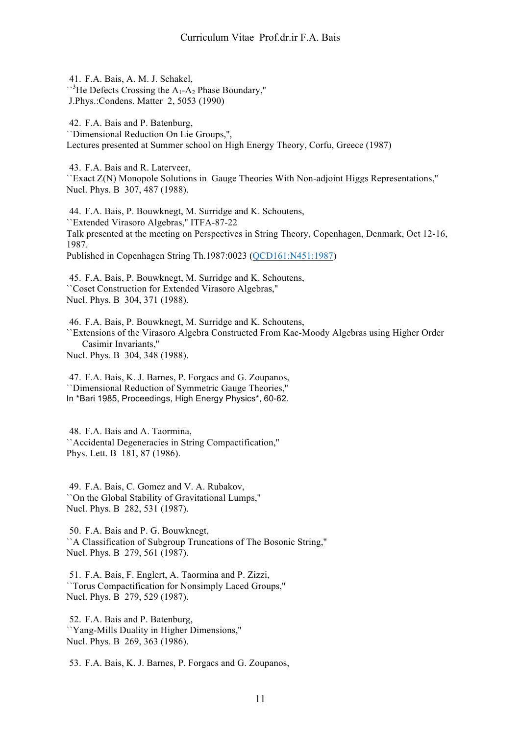41. F.A. Bais, A. M. J. Schakel,
``$^3$He Defects Crossing the $A_1$-$A_2$ Phase Boundary,"
J.Phys.:Condens. Matter 2, 5053 (1990)

42. F.A. Bais and P. Batenburg,
``Dimensional Reduction On Lie Groups,",
Lectures presented at Summer school on High Energy Theory, Corfu, Greece (1987)

43. F.A. Bais and R. Laterveer,
``Exact Z(N) Monopole Solutions in Gauge Theories With Non-adjoint Higgs Representations,"
Nucl. Phys. B 307, 487 (1988).

44. F.A. Bais, P. Bouwknegt, M. Surridge and K. Schoutens,
``Extended Virasoro Algebras," ITFA-87-22
Talk presented at the meeting on Perspectives in String Theory, Copenhagen, Denmark, Oct 12-16, 1987.
Published in Copenhagen String Th.1987:0023 (QCD161:N451:1987)

45. F.A. Bais, P. Bouwknegt, M. Surridge and K. Schoutens,
``Coset Construction for Extended Virasoro Algebras,"
Nucl. Phys. B 304, 371 (1988).

46. F.A. Bais, P. Bouwknegt, M. Surridge and K. Schoutens,
``Extensions of the Virasoro Algebra Constructed From Kac-Moody Algebras using Higher Order Casimir Invariants,"
Nucl. Phys. B 304, 348 (1988).

47. F.A. Bais, K. J. Barnes, P. Forgacs and G. Zoupanos,
``Dimensional Reduction of Symmetric Gauge Theories,"
In *Bari 1985, Proceedings, High Energy Physics*, 60-62.

48. F.A. Bais and A. Taormina,
``Accidental Degeneracies in String Compactification,"
Phys. Lett. B 181, 87 (1986).

49. F.A. Bais, C. Gomez and V. A. Rubakov,
``On the Global Stability of Gravitational Lumps,"
Nucl. Phys. B 282, 531 (1987).

50. F.A. Bais and P. G. Bouwknegt,
``A Classification of Subgroup Truncations of The Bosonic String,"
Nucl. Phys. B 279, 561 (1987).

51. F.A. Bais, F. Englert, A. Taormina and P. Zizzi,
``Torus Compactification for Nonsimply Laced Groups,"
Nucl. Phys. B 279, 529 (1987).

52. F.A. Bais and P. Batenburg,
``Yang-Mills Duality in Higher Dimensions,"
Nucl. Phys. B 269, 363 (1986).

53. F.A. Bais, K. J. Barnes, P. Forgacs and G. Zoupanos,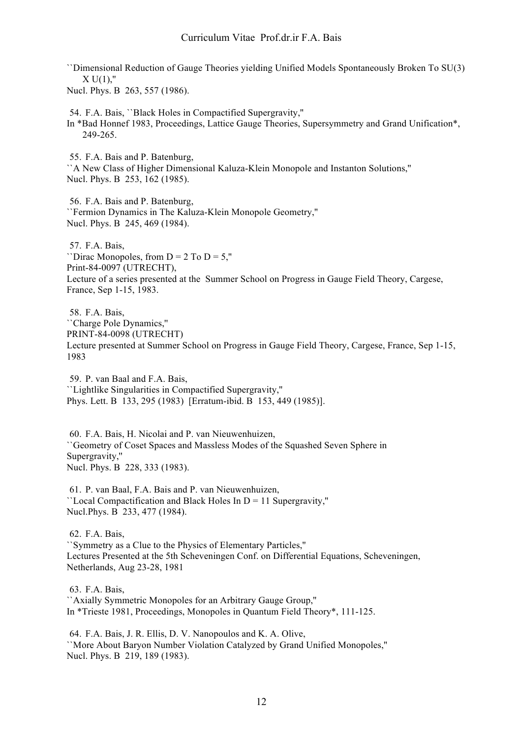``Dimensional Reduction of Gauge Theories yielding Unified Models Spontaneously Broken To SU(3) X U(1),''
Nucl. Phys. B 263, 557 (1986).

54. F.A. Bais, ``Black Holes in Compactified Supergravity,''
In *Bad Honnef 1983, Proceedings, Lattice Gauge Theories, Supersymmetry and Grand Unification*, 249-265.

55. F.A. Bais and P. Batenburg,
``A New Class of Higher Dimensional Kaluza-Klein Monopole and Instanton Solutions,''
Nucl. Phys. B 253, 162 (1985).

56. F.A. Bais and P. Batenburg,
``Fermion Dynamics in The Kaluza-Klein Monopole Geometry,''
Nucl. Phys. B 245, 469 (1984).

57. F.A. Bais,
``Dirac Monopoles, from D = 2 To D = 5,''
Print-84-0097 (UTRECHT),
Lecture of a series presented at the Summer School on Progress in Gauge Field Theory, Cargese, France, Sep 1-15, 1983.

58. F.A. Bais,
``Charge Pole Dynamics,''
PRINT-84-0098 (UTRECHT)
Lecture presented at Summer School on Progress in Gauge Field Theory, Cargese, France, Sep 1-15, 1983

59. P. van Baal and F.A. Bais,
``Lightlike Singularities in Compactified Supergravity,''
Phys. Lett. B 133, 295 (1983) [Erratum-ibid. B 153, 449 (1985)].

60. F.A. Bais, H. Nicolai and P. van Nieuwenhuizen,
``Geometry of Coset Spaces and Massless Modes of the Squashed Seven Sphere in Supergravity,''
Nucl. Phys. B 228, 333 (1983).

61. P. van Baal, F.A. Bais and P. van Nieuwenhuizen,
``Local Compactification and Black Holes In D = 11 Supergravity,''
Nucl.Phys. B 233, 477 (1984).

62. F.A. Bais,
``Symmetry as a Clue to the Physics of Elementary Particles,''
Lectures Presented at the 5th Scheveningen Conf. on Differential Equations, Scheveningen, Netherlands, Aug 23-28, 1981

63. F.A. Bais,
``Axially Symmetric Monopoles for an Arbitrary Gauge Group,''
In *Trieste 1981, Proceedings, Monopoles in Quantum Field Theory*, 111-125.

64. F.A. Bais, J. R. Ellis, D. V. Nanopoulos and K. A. Olive,
``More About Baryon Number Violation Catalyzed by Grand Unified Monopoles,''
Nucl. Phys. B 219, 189 (1983).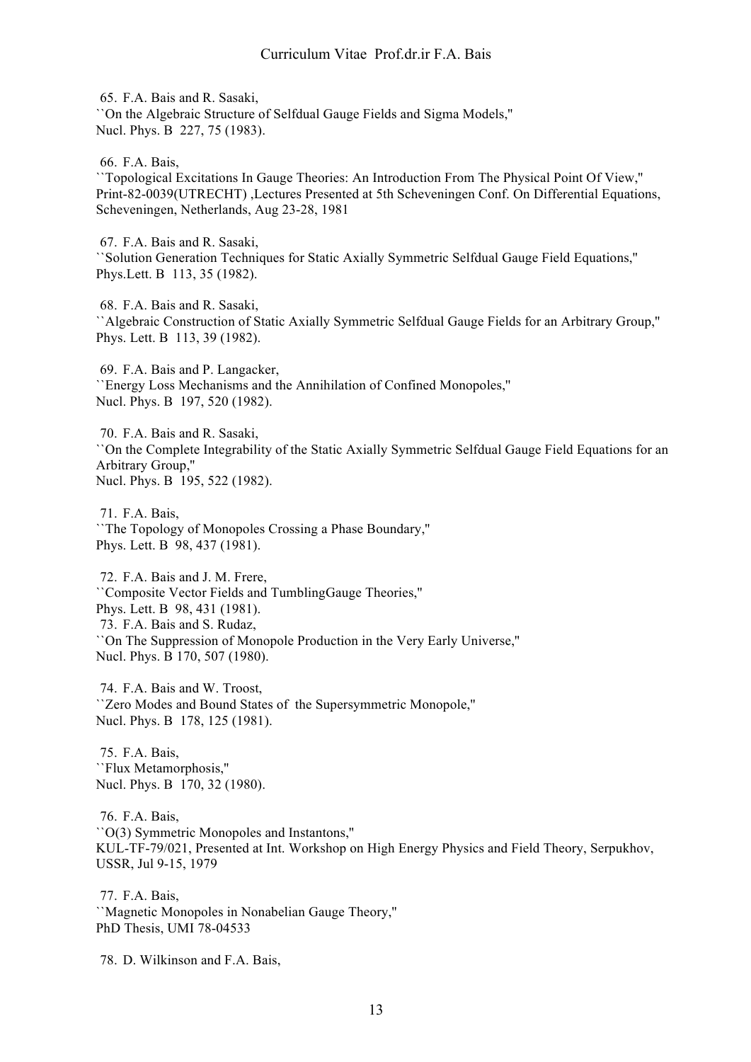65. F.A. Bais and R. Sasaki,
``On the Algebraic Structure of Selfdual Gauge Fields and Sigma Models,''
Nucl. Phys. B 227, 75 (1983).

66. F.A. Bais,
``Topological Excitations In Gauge Theories: An Introduction From The Physical Point Of View,''
Print-82-0039(UTRECHT) ,Lectures Presented at 5th Scheveningen Conf. On Differential Equations, Scheveningen, Netherlands, Aug 23-28, 1981

67. F.A. Bais and R. Sasaki,
``Solution Generation Techniques for Static Axially Symmetric Selfdual Gauge Field Equations,''
Phys.Lett. B 113, 35 (1982).

68. F.A. Bais and R. Sasaki,
``Algebraic Construction of Static Axially Symmetric Selfdual Gauge Fields for an Arbitrary Group,''
Phys. Lett. B 113, 39 (1982).

69. F.A. Bais and P. Langacker,
``Energy Loss Mechanisms and the Annihilation of Confined Monopoles,''
Nucl. Phys. B 197, 520 (1982).

70. F.A. Bais and R. Sasaki,
``On the Complete Integrability of the Static Axially Symmetric Selfdual Gauge Field Equations for an Arbitrary Group,''
Nucl. Phys. B 195, 522 (1982).

71. F.A. Bais,
``The Topology of Monopoles Crossing a Phase Boundary,''
Phys. Lett. B 98, 437 (1981).

72. F.A. Bais and J. M. Frere,
``Composite Vector Fields and TumblingGauge Theories,''
Phys. Lett. B 98, 431 (1981).

73. F.A. Bais and S. Rudaz,
``On The Suppression of Monopole Production in the Very Early Universe,''
Nucl. Phys. B 170, 507 (1980).

74. F.A. Bais and W. Troost,
``Zero Modes and Bound States of the Supersymmetric Monopole,''
Nucl. Phys. B 178, 125 (1981).

75. F.A. Bais,
``Flux Metamorphosis,''
Nucl. Phys. B 170, 32 (1980).

76. F.A. Bais,
``O(3) Symmetric Monopoles and Instantons,''
KUL-TF-79/021, Presented at Int. Workshop on High Energy Physics and Field Theory, Serpukhov, USSR, Jul 9-15, 1979

77. F.A. Bais,
``Magnetic Monopoles in Nonabelian Gauge Theory,''
PhD Thesis, UMI 78-04533

78. D. Wilkinson and F.A. Bais,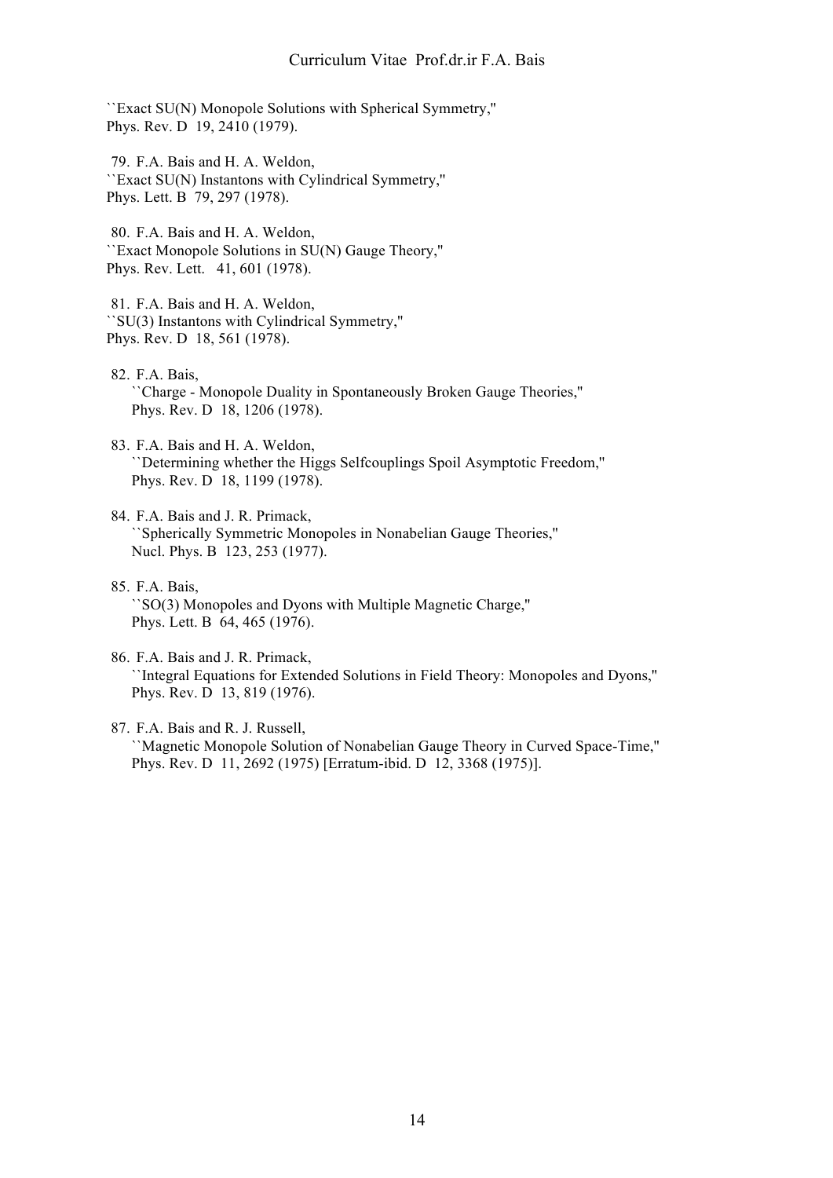``Exact SU(N) Monopole Solutions with Spherical Symmetry,''
Phys. Rev. D 19, 2410 (1979).

79. F.A. Bais and H. A. Weldon,
``Exact SU(N) Instantons with Cylindrical Symmetry,''
Phys. Lett. B 79, 297 (1978).

80. F.A. Bais and H. A. Weldon,
``Exact Monopole Solutions in SU(N) Gauge Theory,''
Phys. Rev. Lett. 41, 601 (1978).

81. F.A. Bais and H. A. Weldon,
``SU(3) Instantons with Cylindrical Symmetry,''
Phys. Rev. D 18, 561 (1978).

82. F.A. Bais,
``Charge - Monopole Duality in Spontaneously Broken Gauge Theories,''
Phys. Rev. D 18, 1206 (1978).

83. F.A. Bais and H. A. Weldon,
``Determining whether the Higgs Selfcouplings Spoil Asymptotic Freedom,''
Phys. Rev. D 18, 1199 (1978).

84. F.A. Bais and J. R. Primack,
``Spherically Symmetric Monopoles in Nonabelian Gauge Theories,''
Nucl. Phys. B 123, 253 (1977).

85. F.A. Bais,
``SO(3) Monopoles and Dyons with Multiple Magnetic Charge,''
Phys. Lett. B 64, 465 (1976).

86. F.A. Bais and J. R. Primack,
``Integral Equations for Extended Solutions in Field Theory: Monopoles and Dyons,''
Phys. Rev. D 13, 819 (1976).

87. F.A. Bais and R. J. Russell,
``Magnetic Monopole Solution of Nonabelian Gauge Theory in Curved Space-Time,''
Phys. Rev. D 11, 2692 (1975) [Erratum-ibid. D 12, 3368 (1975)].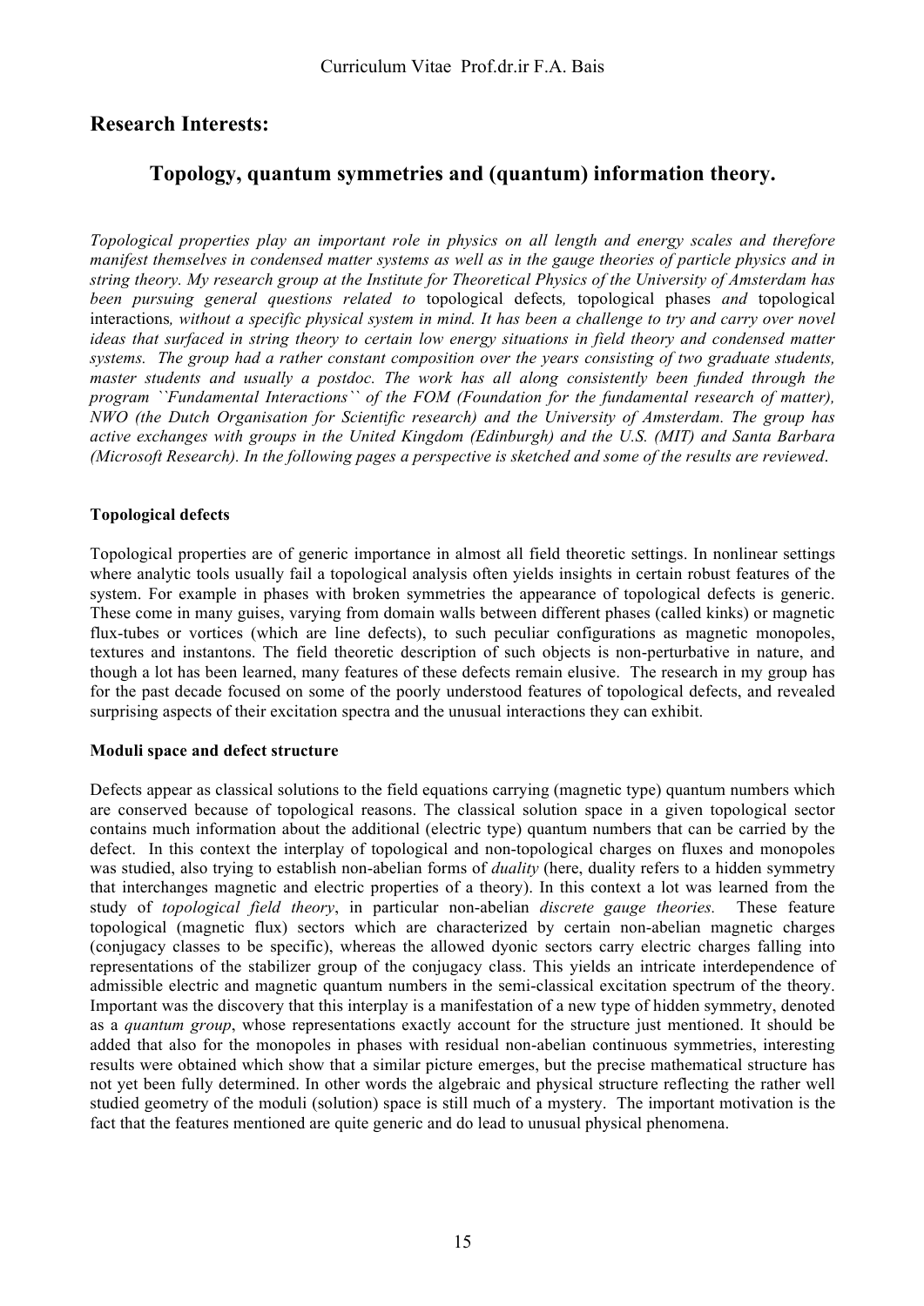## Research Interests:

### Topology, quantum symmetries and (quantum) information theory.

*Topological properties play an important role in physics on all length and energy scales and therefore manifest themselves in condensed matter systems as well as in the gauge theories of particle physics and in string theory. My research group at the Institute for Theoretical Physics of the University of Amsterdam has been pursuing general questions related to* topological defects*,* topological phases *and* topological interactions*, without a specific physical system in mind. It has been a challenge to try and carry over novel ideas that surfaced in string theory to certain low energy situations in field theory and condensed matter systems. The group had a rather constant composition over the years consisting of two graduate students, master students and usually a postdoc. The work has all along consistently been funded through the program ``Fundamental Interactions`` of the FOM (Foundation for the fundamental research of matter), NWO (the Dutch Organisation for Scientific research) and the University of Amsterdam. The group has active exchanges with groups in the United Kingdom (Edinburgh) and the U.S. (MIT) and Santa Barbara (Microsoft Research). In the following pages a perspective is sketched and some of the results are reviewed.*

**Topological defects**

Topological properties are of generic importance in almost all field theoretic settings. In nonlinear settings where analytic tools usually fail a topological analysis often yields insights in certain robust features of the system. For example in phases with broken symmetries the appearance of topological defects is generic. These come in many guises, varying from domain walls between different phases (called kinks) or magnetic flux-tubes or vortices (which are line defects), to such peculiar configurations as magnetic monopoles, textures and instantons. The field theoretic description of such objects is non-perturbative in nature, and though a lot has been learned, many features of these defects remain elusive. The research in my group has for the past decade focused on some of the poorly understood features of topological defects, and revealed surprising aspects of their excitation spectra and the unusual interactions they can exhibit.

**Moduli space and defect structure**

Defects appear as classical solutions to the field equations carrying (magnetic type) quantum numbers which are conserved because of topological reasons. The classical solution space in a given topological sector contains much information about the additional (electric type) quantum numbers that can be carried by the defect. In this context the interplay of topological and non-topological charges on fluxes and monopoles was studied, also trying to establish non-abelian forms of *duality* (here, duality refers to a hidden symmetry that interchanges magnetic and electric properties of a theory). In this context a lot was learned from the study of *topological field theory*, in particular non-abelian *discrete gauge theories.* These feature topological (magnetic flux) sectors which are characterized by certain non-abelian magnetic charges (conjugacy classes to be specific), whereas the allowed dyonic sectors carry electric charges falling into representations of the stabilizer group of the conjugacy class. This yields an intricate interdependence of admissible electric and magnetic quantum numbers in the semi-classical excitation spectrum of the theory. Important was the discovery that this interplay is a manifestation of a new type of hidden symmetry, denoted as a *quantum group*, whose representations exactly account for the structure just mentioned. It should be added that also for the monopoles in phases with residual non-abelian continuous symmetries, interesting results were obtained which show that a similar picture emerges, but the precise mathematical structure has not yet been fully determined. In other words the algebraic and physical structure reflecting the rather well studied geometry of the moduli (solution) space is still much of a mystery. The important motivation is the fact that the features mentioned are quite generic and do lead to unusual physical phenomena.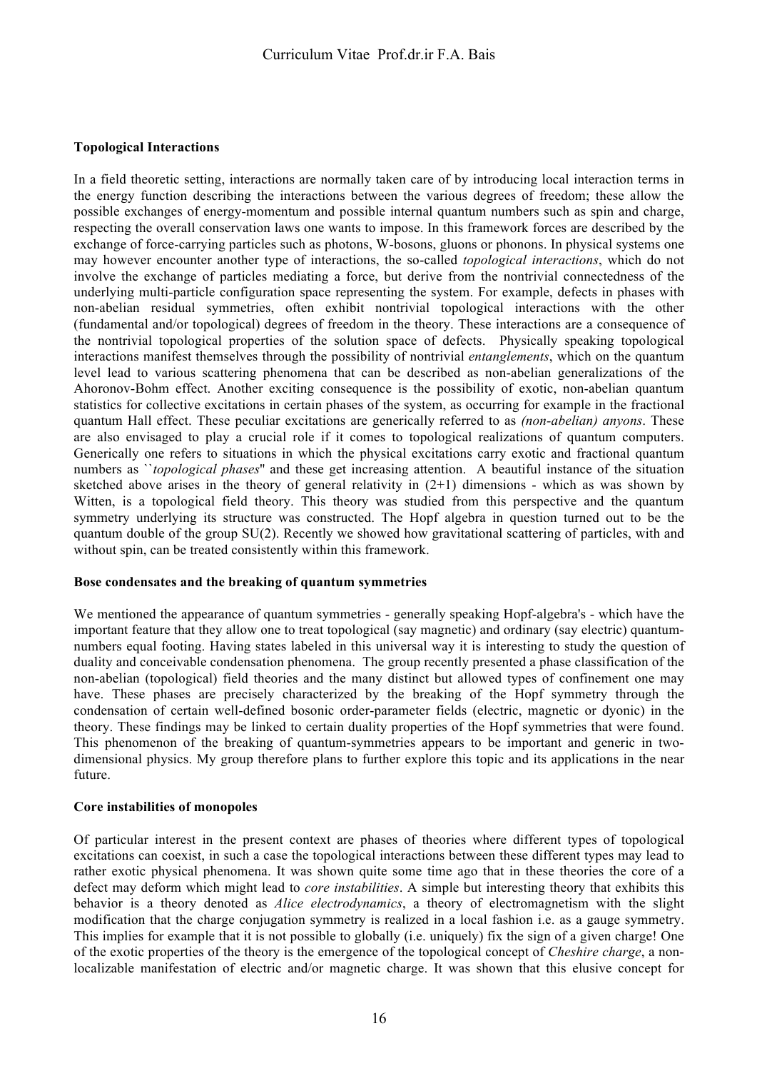### Topological Interactions

In a field theoretic setting, interactions are normally taken care of by introducing local interaction terms in the energy function describing the interactions between the various degrees of freedom; these allow the possible exchanges of energy-momentum and possible internal quantum numbers such as spin and charge, respecting the overall conservation laws one wants to impose. In this framework forces are described by the exchange of force-carrying particles such as photons, W-bosons, gluons or phonons. In physical systems one may however encounter another type of interactions, the so-called *topological interactions*, which do not involve the exchange of particles mediating a force, but derive from the nontrivial connectedness of the underlying multi-particle configuration space representing the system. For example, defects in phases with non-abelian residual symmetries, often exhibit nontrivial topological interactions with the other (fundamental and/or topological) degrees of freedom in the theory. These interactions are a consequence of the nontrivial topological properties of the solution space of defects. Physically speaking topological interactions manifest themselves through the possibility of nontrivial *entanglements*, which on the quantum level lead to various scattering phenomena that can be described as non-abelian generalizations of the Ahoronov-Bohm effect. Another exciting consequence is the possibility of exotic, non-abelian quantum statistics for collective excitations in certain phases of the system, as occurring for example in the fractional quantum Hall effect. These peculiar excitations are generically referred to as *(non-abelian) anyons*. These are also envisaged to play a crucial role if it comes to topological realizations of quantum computers. Generically one refers to situations in which the physical excitations carry exotic and fractional quantum numbers as ``*topological phases*'' and these get increasing attention. A beautiful instance of the situation sketched above arises in the theory of general relativity in (2+1) dimensions - which as was shown by Witten, is a topological field theory. This theory was studied from this perspective and the quantum symmetry underlying its structure was constructed. The Hopf algebra in question turned out to be the quantum double of the group SU(2). Recently we showed how gravitational scattering of particles, with and without spin, can be treated consistently within this framework.

### Bose condensates and the breaking of quantum symmetries

We mentioned the appearance of quantum symmetries - generally speaking Hopf-algebra's - which have the important feature that they allow one to treat topological (say magnetic) and ordinary (say electric) quantum-numbers equal footing. Having states labeled in this universal way it is interesting to study the question of duality and conceivable condensation phenomena. The group recently presented a phase classification of the non-abelian (topological) field theories and the many distinct but allowed types of confinement one may have. These phases are precisely characterized by the breaking of the Hopf symmetry through the condensation of certain well-defined bosonic order-parameter fields (electric, magnetic or dyonic) in the theory. These findings may be linked to certain duality properties of the Hopf symmetries that were found. This phenomenon of the breaking of quantum-symmetries appears to be important and generic in two-dimensional physics. My group therefore plans to further explore this topic and its applications in the near future.

### Core instabilities of monopoles

Of particular interest in the present context are phases of theories where different types of topological excitations can coexist, in such a case the topological interactions between these different types may lead to rather exotic physical phenomena. It was shown quite some time ago that in these theories the core of a defect may deform which might lead to *core instabilities*. A simple but interesting theory that exhibits this behavior is a theory denoted as *Alice electrodynamics*, a theory of electromagnetism with the slight modification that the charge conjugation symmetry is realized in a local fashion i.e. as a gauge symmetry. This implies for example that it is not possible to globally (i.e. uniquely) fix the sign of a given charge! One of the exotic properties of the theory is the emergence of the topological concept of *Cheshire charge*, a non-localizable manifestation of electric and/or magnetic charge. It was shown that this elusive concept for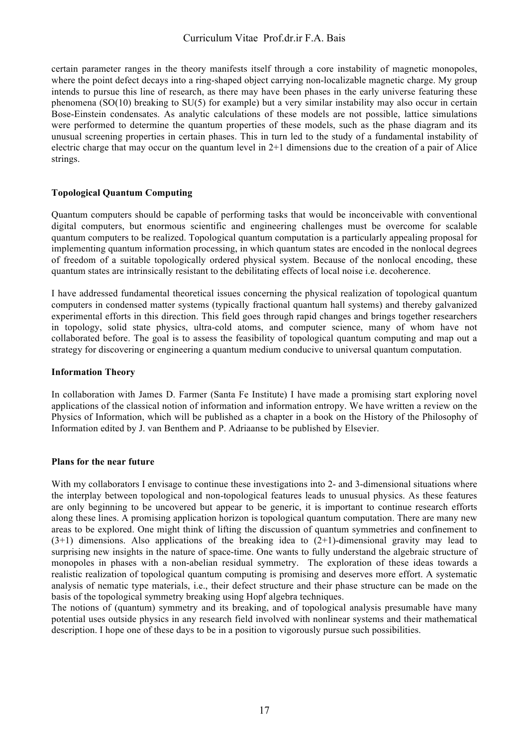certain parameter ranges in the theory manifests itself through a core instability of magnetic monopoles, where the point defect decays into a ring-shaped object carrying non-localizable magnetic charge. My group intends to pursue this line of research, as there may have been phases in the early universe featuring these phenomena (SO(10) breaking to SU(5) for example) but a very similar instability may also occur in certain Bose-Einstein condensates. As analytic calculations of these models are not possible, lattice simulations were performed to determine the quantum properties of these models, such as the phase diagram and its unusual screening properties in certain phases. This in turn led to the study of a fundamental instability of electric charge that may occur on the quantum level in 2+1 dimensions due to the creation of a pair of Alice strings.

**Topological Quantum Computing**

Quantum computers should be capable of performing tasks that would be inconceivable with conventional digital computers, but enormous scientific and engineering challenges must be overcome for scalable quantum computers to be realized. Topological quantum computation is a particularly appealing proposal for implementing quantum information processing, in which quantum states are encoded in the nonlocal degrees of freedom of a suitable topologically ordered physical system. Because of the nonlocal encoding, these quantum states are intrinsically resistant to the debilitating effects of local noise i.e. decoherence.

I have addressed fundamental theoretical issues concerning the physical realization of topological quantum computers in condensed matter systems (typically fractional quantum hall systems) and thereby galvanized experimental efforts in this direction. This field goes through rapid changes and brings together researchers in topology, solid state physics, ultra-cold atoms, and computer science, many of whom have not collaborated before. The goal is to assess the feasibility of topological quantum computing and map out a strategy for discovering or engineering a quantum medium conducive to universal quantum computation.

**Information Theory**

In collaboration with James D. Farmer (Santa Fe Institute) I have made a promising start exploring novel applications of the classical notion of information and information entropy. We have written a review on the Physics of Information, which will be published as a chapter in a book on the History of the Philosophy of Information edited by J. van Benthem and P. Adriaanse to be published by Elsevier.

**Plans for the near future**

With my collaborators I envisage to continue these investigations into 2- and 3-dimensional situations where the interplay between topological and non-topological features leads to unusual physics. As these features are only beginning to be uncovered but appear to be generic, it is important to continue research efforts along these lines. A promising application horizon is topological quantum computation. There are many new areas to be explored. One might think of lifting the discussion of quantum symmetries and confinement to (3+1) dimensions. Also applications of the breaking idea to (2+1)-dimensional gravity may lead to surprising new insights in the nature of space-time. One wants to fully understand the algebraic structure of monopoles in phases with a non-abelian residual symmetry. The exploration of these ideas towards a realistic realization of topological quantum computing is promising and deserves more effort. A systematic analysis of nematic type materials, i.e., their defect structure and their phase structure can be made on the basis of the topological symmetry breaking using Hopf algebra techniques.

The notions of (quantum) symmetry and its breaking, and of topological analysis presumable have many potential uses outside physics in any research field involved with nonlinear systems and their mathematical description. I hope one of these days to be in a position to vigorously pursue such possibilities.